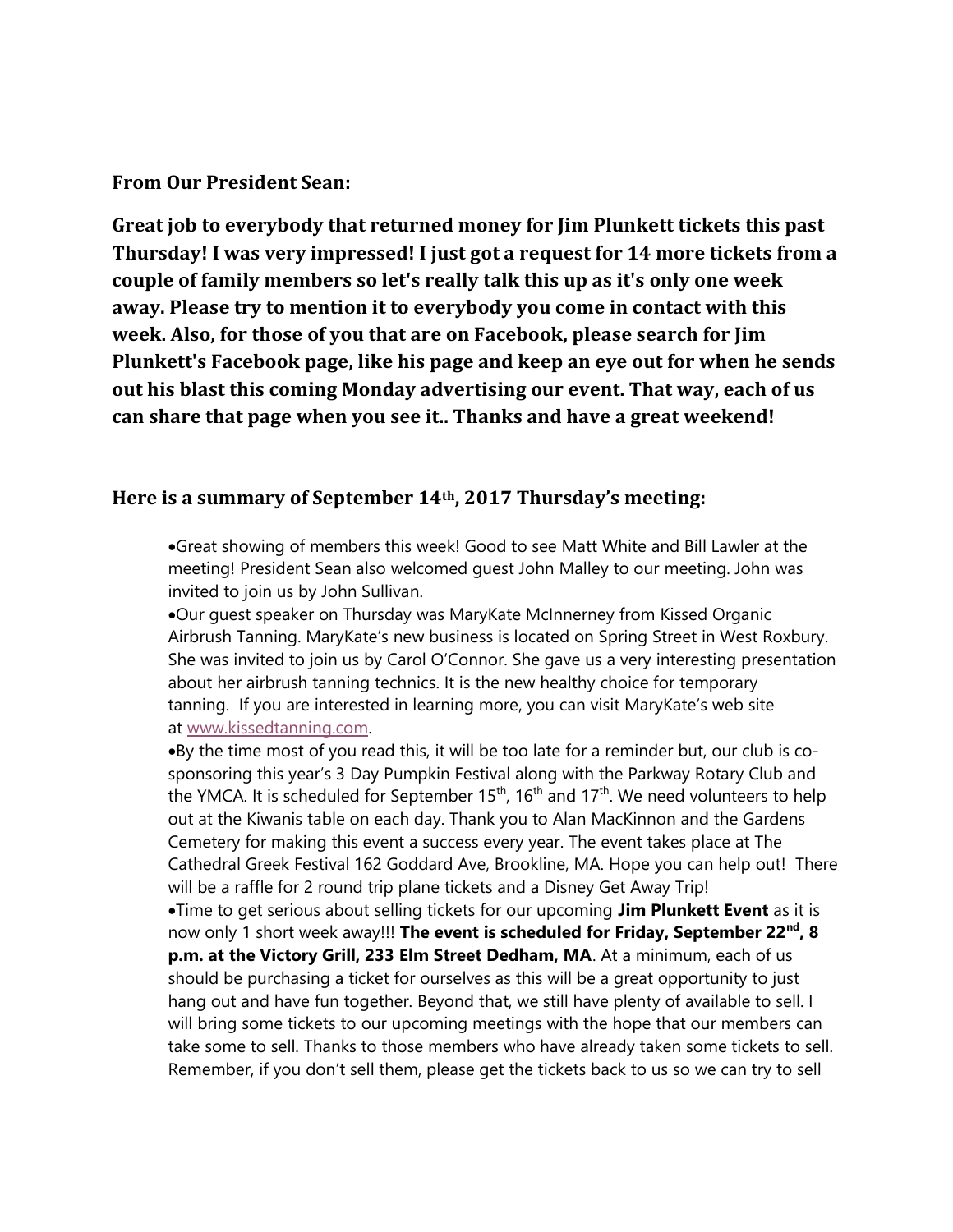**From Our President Sean:**

**Great job to everybody that returned money for Jim Plunkett tickets this past Thursday! I was very impressed! I just got a request for 14 more tickets from a couple of family members so let's really talk this up as it's only one week away. Please try to mention it to everybody you come in contact with this week. Also, for those of you that are on Facebook, please search for Jim Plunkett's Facebook page, like his page and keep an eye out for when he sends out his blast this coming Monday advertising our event. That way, each of us can share that page when you see it.. Thanks and have a great weekend!**

### Here is a summary of September 14th, 2017 Thursday's meeting:

- Great showing of members this week! Good to see Matt White and Bill Lawler at the meeting! President Sean also welcomed guest John Malley to our meeting. John was invited to join us by John Sullivan.
- Our guest speaker on Thursday was MaryKate McInnerney from Kissed Organic Airbrush Tanning. MaryKate's new business is located on Spring Street in West Roxbury. She was invited to join us by Carol O'Connor. She gave us a very interesting presentation about her airbrush tanning technics. It is the new healthy choice for temporary tanning. If you are interested in learning more, you can visit MaryKate's web site at [www.kissedtanning.com](http://www.kissedtanning.com).
- By the time most of you read this, it will be too late for a reminder but, our club is co-sponsoring this year's 3 Day Pumpkin Festival along with the Parkway Rotary Club and the YMCA. It is scheduled for September 15th, 16th and 17th. We need volunteers to help out at the Kiwanis table on each day. Thank you to Alan MacKinnon and the Gardens Cemetery for making this event a success every year. The event takes place at The Cathedral Greek Festival 162 Goddard Ave, Brookline, MA. Hope you can help out! There will be a raffle for 2 round trip plane tickets and a Disney Get Away Trip!
- Time to get serious about selling tickets for our upcoming **Jim Plunkett Event** as it is now only 1 short week away!!! **The event is scheduled for Friday, September 22nd, 8 p.m. at the Victory Grill, 233 Elm Street Dedham, MA**. At a minimum, each of us should be purchasing a ticket for ourselves as this will be a great opportunity to just hang out and have fun together. Beyond that, we still have plenty of available to sell. I will bring some tickets to our upcoming meetings with the hope that our members can take some to sell. Thanks to those members who have already taken some tickets to sell. Remember, if you don't sell them, please get the tickets back to us so we can try to sell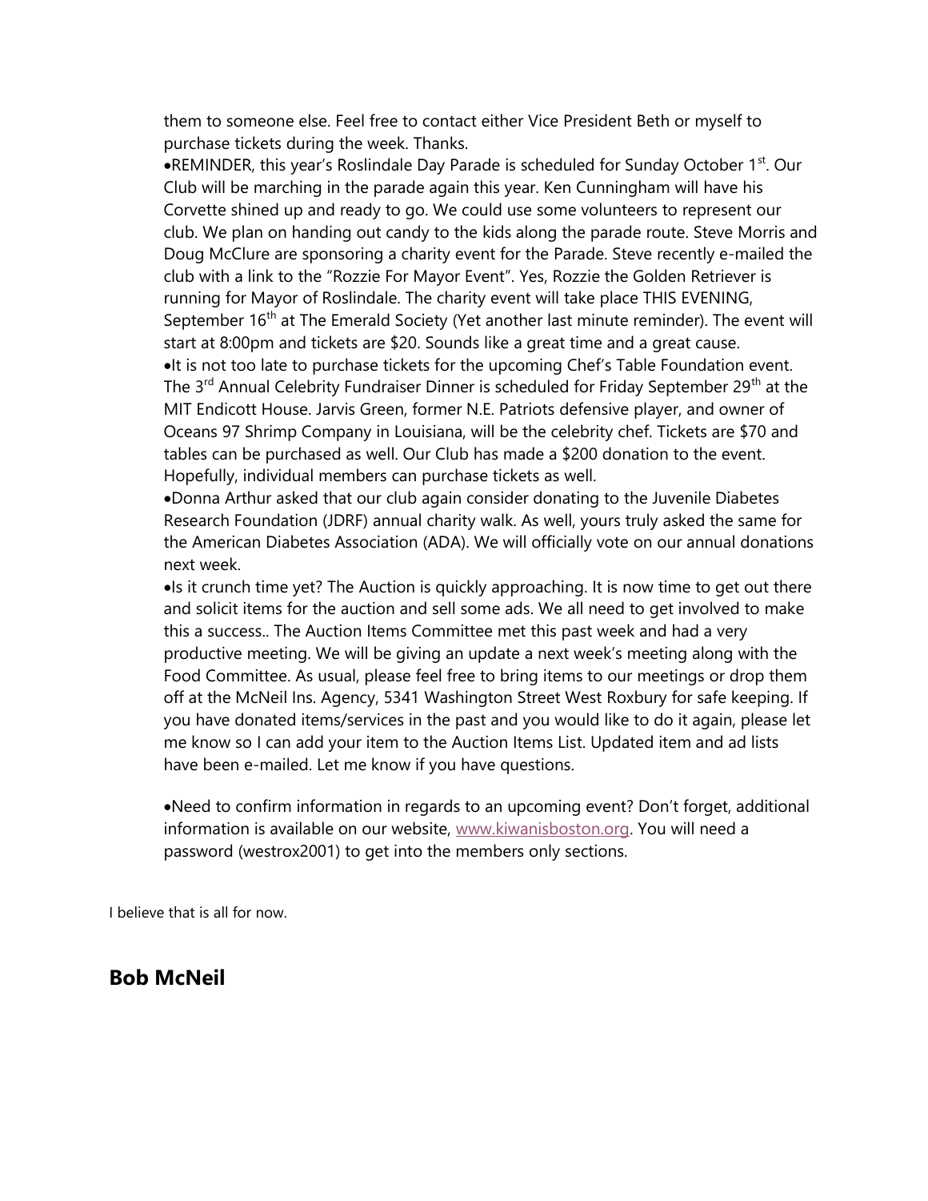them to someone else. Feel free to contact either Vice President Beth or myself to purchase tickets during the week. Thanks.

- REMINDER, this year's Roslindale Day Parade is scheduled for Sunday October 1st. Our Club will be marching in the parade again this year. Ken Cunningham will have his Corvette shined up and ready to go. We could use some volunteers to represent our club. We plan on handing out candy to the kids along the parade route. Steve Morris and Doug McClure are sponsoring a charity event for the Parade. Steve recently e-mailed the club with a link to the "Rozzie For Mayor Event". Yes, Rozzie the Golden Retriever is running for Mayor of Roslindale. The charity event will take place THIS EVENING, September 16th at The Emerald Society (Yet another last minute reminder). The event will start at 8:00pm and tickets are $20. Sounds like a great time and a great cause.
- It is not too late to purchase tickets for the upcoming Chef's Table Foundation event. The 3rd Annual Celebrity Fundraiser Dinner is scheduled for Friday September 29th at the MIT Endicott House. Jarvis Green, former N.E. Patriots defensive player, and owner of Oceans 97 Shrimp Company in Louisiana, will be the celebrity chef. Tickets are $70 and tables can be purchased as well. Our Club has made a $200 donation to the event. Hopefully, individual members can purchase tickets as well.
- Donna Arthur asked that our club again consider donating to the Juvenile Diabetes Research Foundation (JDRF) annual charity walk. As well, yours truly asked the same for the American Diabetes Association (ADA). We will officially vote on our annual donations next week.
- Is it crunch time yet? The Auction is quickly approaching. It is now time to get out there and solicit items for the auction and sell some ads. We all need to get involved to make this a success.. The Auction Items Committee met this past week and had a very productive meeting. We will be giving an update a next week's meeting along with the Food Committee. As usual, please feel free to bring items to our meetings or drop them off at the McNeil Ins. Agency, 5341 Washington Street West Roxbury for safe keeping. If you have donated items/services in the past and you would like to do it again, please let me know so I can add your item to the Auction Items List. Updated item and ad lists have been e-mailed. Let me know if you have questions.

- Need to confirm information in regards to an upcoming event? Don't forget, additional information is available on our website, www.kiwanisboston.org. You will need a password (westrox2001) to get into the members only sections.

I believe that is all for now.

## Bob McNeil